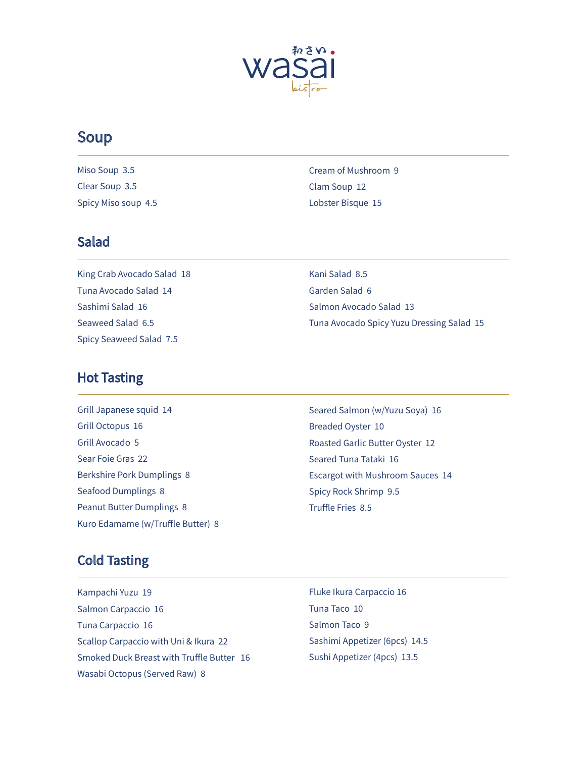# わさい wasai bistro

## Soup

Miso Soup 3.5
Clear Soup 3.5
Spicy Miso soup 4.5
Cream of Mushroom 9
Clam Soup 12
Lobster Bisque 15

## Salad

King Crab Avocado Salad 18
Tuna Avocado Salad 14
Sashimi Salad 16
Seaweed Salad 6.5
Spicy Seaweed Salad 7.5
Kani Salad 8.5
Garden Salad 6
Salmon Avocado Salad 13
Tuna Avocado Spicy Yuzu Dressing Salad 15

## Hot Tasting

Grill Japanese squid 14
Grill Octopus 16
Grill Avocado 5
Sear Foie Gras 22
Berkshire Pork Dumplings 8
Seafood Dumplings 8
Peanut Butter Dumplings 8
Kuro Edamame (w/Truffle Butter) 8
Seared Salmon (w/Yuzu Soya) 16
Breaded Oyster 10
Roasted Garlic Butter Oyster 12
Seared Tuna Tataki 16
Escargot with Mushroom Sauces 14
Spicy Rock Shrimp 9.5
Truffle Fries 8.5

## Cold Tasting

Kampachi Yuzu 19
Salmon Carpaccio 16
Tuna Carpaccio 16
Scallop Carpaccio with Uni & Ikura 22
Smoked Duck Breast with Truffle Butter 16
Wasabi Octopus (Served Raw) 8
Fluke Ikura Carpaccio 16
Tuna Taco 10
Salmon Taco 9
Sashimi Appetizer (6pcs) 14.5
Sushi Appetizer (4pcs) 13.5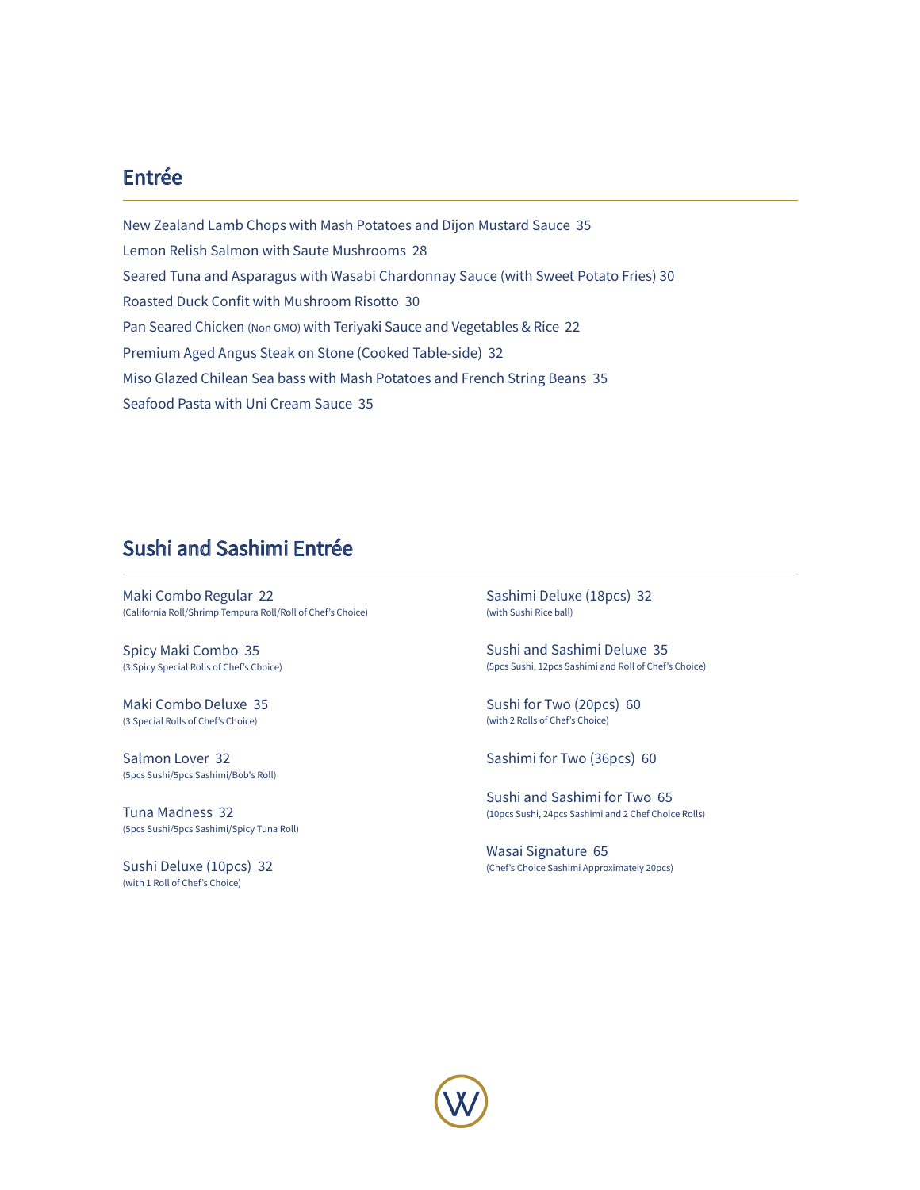## Entrée

New Zealand Lamb Chops with Mash Potatoes and Dijon Mustard Sauce 35

Lemon Relish Salmon with Saute Mushrooms 28

Seared Tuna and Asparagus with Wasabi Chardonnay Sauce (with Sweet Potato Fries) 30

Roasted Duck Confit with Mushroom Risotto 30

Pan Seared Chicken (Non GMO) with Teriyaki Sauce and Vegetables & Rice 22

Premium Aged Angus Steak on Stone (Cooked Table-side) 32

Miso Glazed Chilean Sea bass with Mash Potatoes and French String Beans 35

Seafood Pasta with Uni Cream Sauce 35

## Sushi and Sashimi Entrée

Maki Combo Regular 22
(California Roll/Shrimp Tempura Roll/Roll of Chef's Choice)

Spicy Maki Combo 35
(3 Spicy Special Rolls of Chef's Choice)

Maki Combo Deluxe 35
(3 Special Rolls of Chef's Choice)

Salmon Lover 32
(5pcs Sushi/5pcs Sashimi/Bob's Roll)

Tuna Madness 32
(5pcs Sushi/5pcs Sashimi/Spicy Tuna Roll)

Sushi Deluxe (10pcs) 32
(with 1 Roll of Chef's Choice)

Sashimi Deluxe (18pcs) 32
(with Sushi Rice ball)

Sushi and Sashimi Deluxe 35
(5pcs Sushi, 12pcs Sashimi and Roll of Chef's Choice)

Sushi for Two (20pcs) 60
(with 2 Rolls of Chef's Choice)

Sashimi for Two (36pcs) 60

Sushi and Sashimi for Two 65
(10pcs Sushi, 24pcs Sashimi and 2 Chef Choice Rolls)

Wasai Signature 65
(Chef's Choice Sashimi Approximately 20pcs)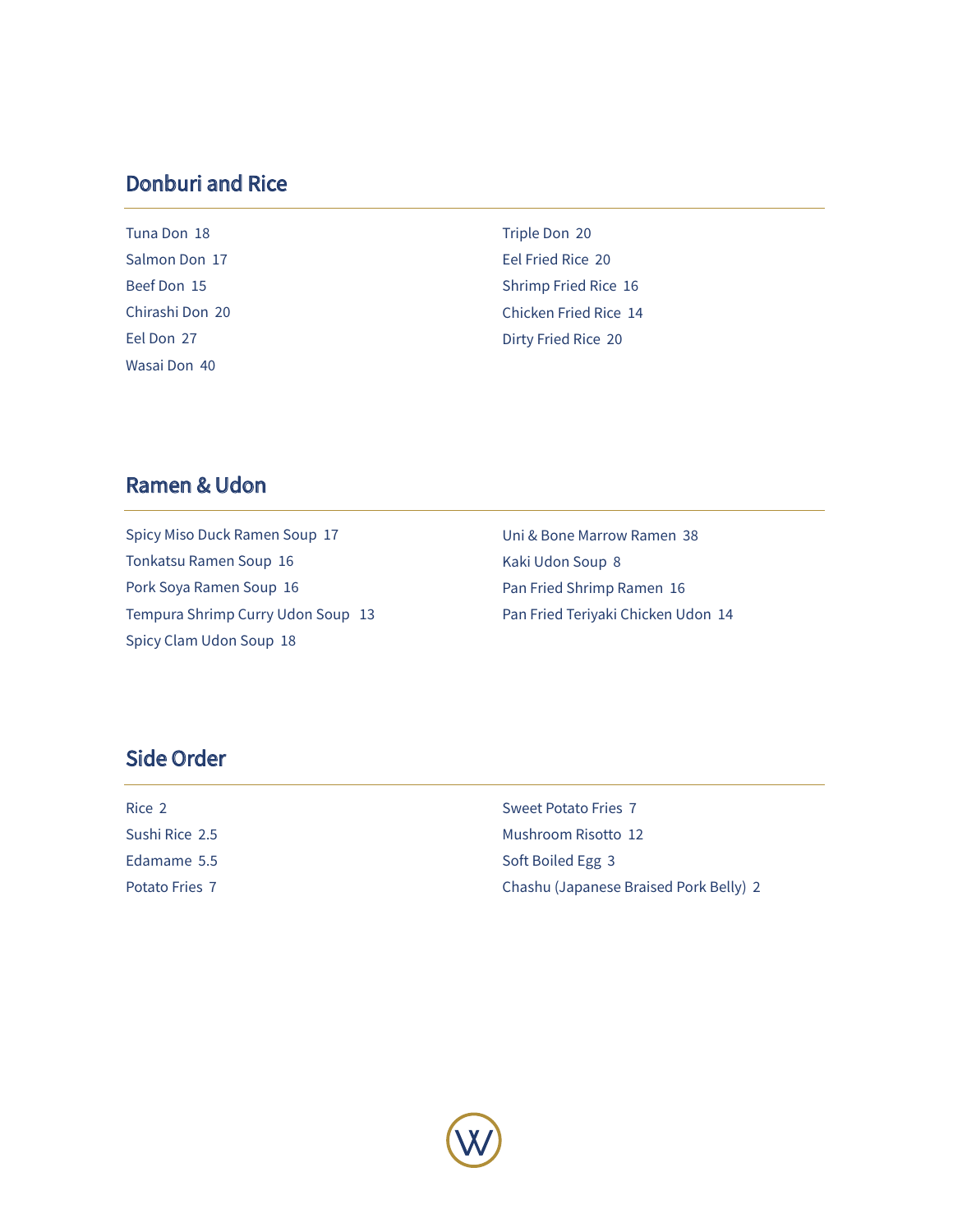## Donburi and Rice

Tuna Don 18
Salmon Don 17
Beef Don 15
Chirashi Don 20
Eel Don 27
Wasai Don 40
Triple Don 20
Eel Fried Rice 20
Shrimp Fried Rice 16
Chicken Fried Rice 14
Dirty Fried Rice 20

## Ramen & Udon

Spicy Miso Duck Ramen Soup 17
Tonkatsu Ramen Soup 16
Pork Soya Ramen Soup 16
Tempura Shrimp Curry Udon Soup 13
Spicy Clam Udon Soup 18
Uni & Bone Marrow Ramen 38
Kaki Udon Soup 8
Pan Fried Shrimp Ramen 16
Pan Fried Teriyaki Chicken Udon 14

## Side Order

Rice 2
Sushi Rice 2.5
Edamame 5.5
Potato Fries 7
Sweet Potato Fries 7
Mushroom Risotto 12
Soft Boiled Egg 3
Chashu (Japanese Braised Pork Belly) 2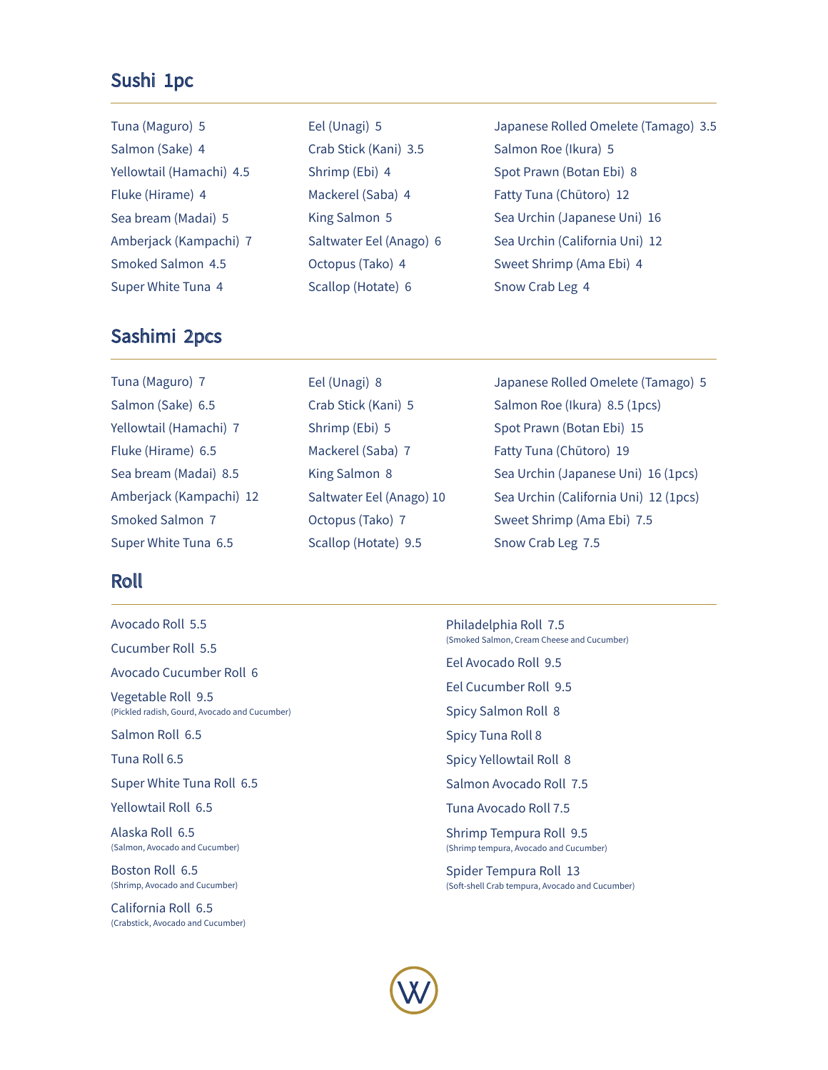## Sushi 1pc

Tuna (Maguro) 5
Salmon (Sake) 4
Yellowtail (Hamachi) 4.5
Fluke (Hirame) 4
Sea bream (Madai) 5
Amberjack (Kampachi) 7
Smoked Salmon 4.5
Super White Tuna 4

Eel (Unagi) 5
Crab Stick (Kani) 3.5
Shrimp (Ebi) 4
Mackerel (Saba) 4
King Salmon 5
Saltwater Eel (Anago) 6
Octopus (Tako) 4
Scallop (Hotate) 6

Japanese Rolled Omelete (Tamago) 3.5
Salmon Roe (Ikura) 5
Spot Prawn (Botan Ebi) 8
Fatty Tuna (Chūtoro) 12
Sea Urchin (Japanese Uni) 16
Sea Urchin (California Uni) 12
Sweet Shrimp (Ama Ebi) 4
Snow Crab Leg 4

## Sashimi 2pcs

Tuna (Maguro) 7
Salmon (Sake) 6.5
Yellowtail (Hamachi) 7
Fluke (Hirame) 6.5
Sea bream (Madai) 8.5
Amberjack (Kampachi) 12
Smoked Salmon 7
Super White Tuna 6.5

Eel (Unagi) 8
Crab Stick (Kani) 5
Shrimp (Ebi) 5
Mackerel (Saba) 7
King Salmon 8
Saltwater Eel (Anago) 10
Octopus (Tako) 7
Scallop (Hotate) 9.5

Japanese Rolled Omelete (Tamago) 5
Salmon Roe (Ikura) 8.5 (1pcs)
Spot Prawn (Botan Ebi) 15
Fatty Tuna (Chūtoro) 19
Sea Urchin (Japanese Uni) 16 (1pcs)
Sea Urchin (California Uni) 12 (1pcs)
Sweet Shrimp (Ama Ebi) 7.5
Snow Crab Leg 7.5

## Roll

Avocado Roll 5.5

Cucumber Roll 5.5

Avocado Cucumber Roll 6

Vegetable Roll 9.5
(Pickled radish, Gourd, Avocado and Cucumber)

Salmon Roll 6.5

Tuna Roll 6.5

Super White Tuna Roll 6.5

Yellowtail Roll 6.5

Alaska Roll 6.5
(Salmon, Avocado and Cucumber)

Boston Roll 6.5
(Shrimp, Avocado and Cucumber)

California Roll 6.5
(Crabstick, Avocado and Cucumber)

Philadelphia Roll 7.5
(Smoked Salmon, Cream Cheese and Cucumber)

Eel Avocado Roll 9.5

Eel Cucumber Roll 9.5

Spicy Salmon Roll 8

Spicy Tuna Roll 8

Spicy Yellowtail Roll 8

Salmon Avocado Roll 7.5

Tuna Avocado Roll 7.5

Shrimp Tempura Roll 9.5
(Shrimp tempura, Avocado and Cucumber)

Spider Tempura Roll 13
(Soft-shell Crab tempura, Avocado and Cucumber)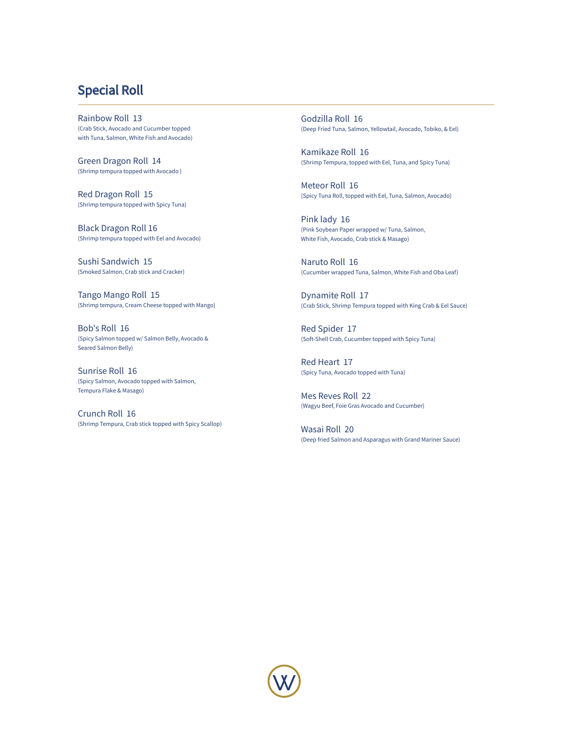## Special Roll

Rainbow Roll 13
(Crab Stick, Avocado and Cucumber topped with Tuna, Salmon, White Fish and Avocado)

Green Dragon Roll 14
(Shrimp tempura topped with Avocado )

Red Dragon Roll 15
(Shrimp tempura topped with Spicy Tuna)

Black Dragon Roll 16
(Shrimp tempura topped with Eel and Avocado)

Sushi Sandwich 15
(Smoked Salmon, Crab stick and Cracker)

Tango Mango Roll 15
(Shrimp tempura, Cream Cheese topped with Mango)

Bob's Roll 16
(Spicy Salmon topped w/ Salmon Belly, Avocado & Seared Salmon Belly)

Sunrise Roll 16
(Spicy Salmon, Avocado topped with Salmon, Tempura Flake & Masago)

Crunch Roll 16
(Shrimp Tempura, Crab stick topped with Spicy Scallop)

Godzilla Roll 16
(Deep Fried Tuna, Salmon, Yellowtail, Avocado, Tobiko, & Eel)

Kamikaze Roll 16
(Shrimp Tempura, topped with Eel, Tuna, and Spicy Tuna)

Meteor Roll 16
(Spicy Tuna Roll, topped with Eel, Tuna, Salmon, Avocado)

Pink lady 16
(Pink Soybean Paper wrapped w/ Tuna, Salmon, White Fish, Avocado, Crab stick & Masago)

Naruto Roll 16
(Cucumber wrapped Tuna, Salmon, White Fish and Oba Leaf)

Dynamite Roll 17
(Crab Stick, Shrimp Tempura topped with King Crab & Eel Sauce)

Red Spider 17
(Soft-Shell Crab, Cucumber topped with Spicy Tuna)

Red Heart 17
(Spicy Tuna, Avocado topped with Tuna)

Mes Reves Roll 22
(Wagyu Beef, Foie Gras Avocado and Cucumber)

Wasai Roll 20
(Deep fried Salmon and Asparagus with Grand Mariner Sauce)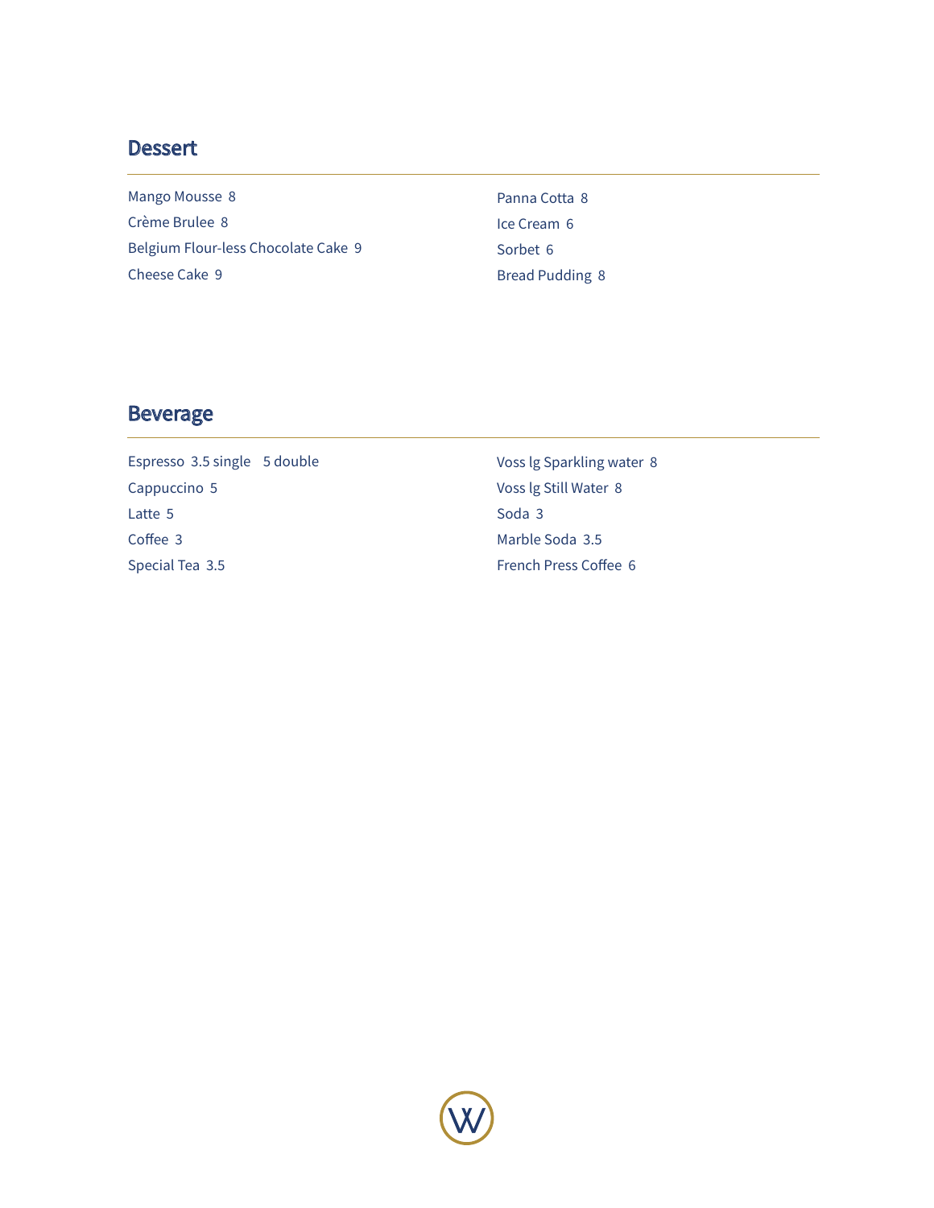## Dessert

Mango Mousse 8

Crème Brulee 8

Belgium Flour-less Chocolate Cake 9

Cheese Cake 9

Panna Cotta 8

Ice Cream 6

Sorbet 6

Bread Pudding 8

## Beverage

Espresso 3.5 single 5 double

Cappuccino 5

Latte 5

Coffee 3

Special Tea 3.5

Voss lg Sparkling water 8

Voss lg Still Water 8

Soda 3

Marble Soda 3.5

French Press Coffee 6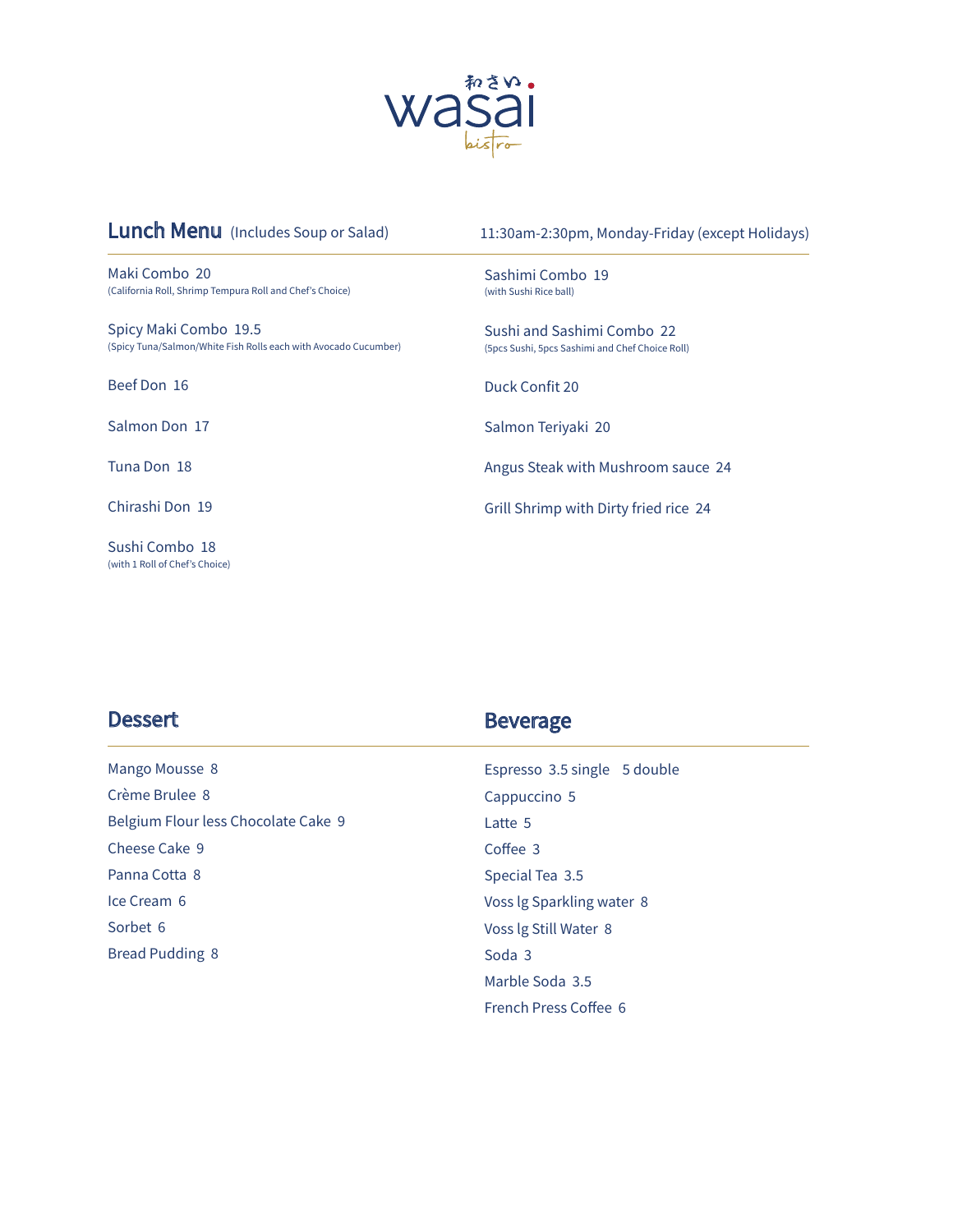和さい
# wasai
bistro

## Lunch Menu (Includes Soup or Salad)

11:30am-2:30pm, Monday-Friday (except Holidays)

Maki Combo 20
(California Roll, Shrimp Tempura Roll and Chef's Choice)

Spicy Maki Combo 19.5
(Spicy Tuna/Salmon/White Fish Rolls each with Avocado Cucumber)

Beef Don 16

Salmon Don 17

Tuna Don 18

Chirashi Don 19

Sushi Combo 18
(with 1 Roll of Chef's Choice)

Sashimi Combo 19
(with Sushi Rice ball)

Sushi and Sashimi Combo 22
(5pcs Sushi, 5pcs Sashimi and Chef Choice Roll)

Duck Confit 20

Salmon Teriyaki 20

Angus Steak with Mushroom sauce 24

Grill Shrimp with Dirty fried rice 24

## Dessert

Mango Mousse 8
Crème Brulee 8
Belgium Flour less Chocolate Cake 9
Cheese Cake 9
Panna Cotta 8
Ice Cream 6
Sorbet 6
Bread Pudding 8

## Beverage

Espresso 3.5 single 5 double
Cappuccino 5
Latte 5
Coffee 3
Special Tea 3.5
Voss lg Sparkling water 8
Voss lg Still Water 8
Soda 3
Marble Soda 3.5
French Press Coffee 6